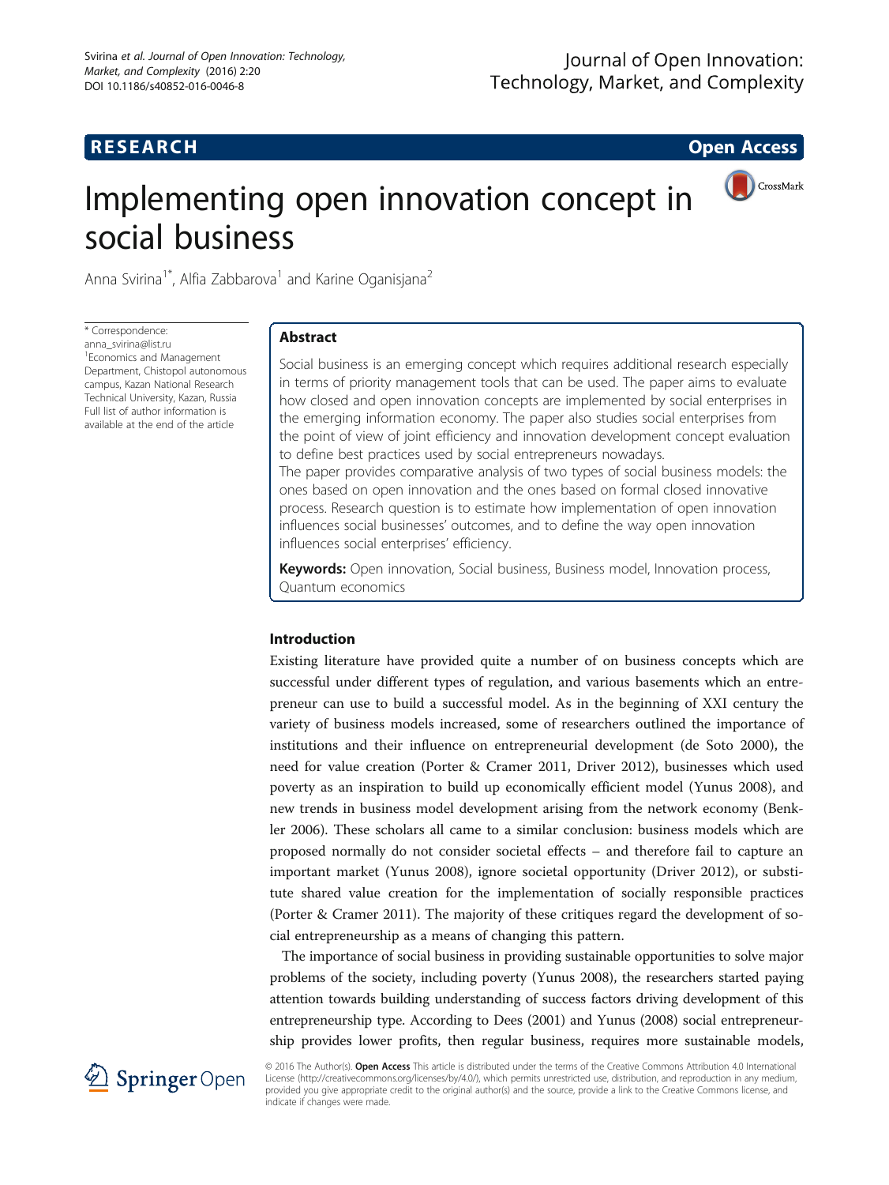RESEARCH Open Access

# Implementing open innovation concept in social business

Anna Svirina[1*], Alfia Zabbarova[1] and Karine Oganisjana[2]

\* Correspondence: anna_svirina@list.ru
[1] Economics and Management Department, Chistopol autonomous campus, Kazan National Research Technical University, Kazan, Russia
Full list of author information is available at the end of the article

## Abstract

Social business is an emerging concept which requires additional research especially in terms of priority management tools that can be used. The paper aims to evaluate how closed and open innovation concepts are implemented by social enterprises in the emerging information economy. The paper also studies social enterprises from the point of view of joint efficiency and innovation development concept evaluation to define best practices used by social entrepreneurs nowadays.
The paper provides comparative analysis of two types of social business models: the ones based on open innovation and the ones based on formal closed innovative process. Research question is to estimate how implementation of open innovation influences social businesses' outcomes, and to define the way open innovation influences social enterprises' efficiency.

**Keywords:** Open innovation, Social business, Business model, Innovation process, Quantum economics

## Introduction

Existing literature have provided quite a number of on business concepts which are successful under different types of regulation, and various basements which an entrepreneur can use to build a successful model. As in the beginning of XXI century the variety of business models increased, some of researchers outlined the importance of institutions and their influence on entrepreneurial development (de Soto 2000), the need for value creation (Porter & Cramer 2011, Driver 2012), businesses which used poverty as an inspiration to build up economically efficient model (Yunus 2008), and new trends in business model development arising from the network economy (Benkler 2006). These scholars all came to a similar conclusion: business models which are proposed normally do not consider societal effects – and therefore fail to capture an important market (Yunus 2008), ignore societal opportunity (Driver 2012), or substitute shared value creation for the implementation of socially responsible practices (Porter & Cramer 2011). The majority of these critiques regard the development of social entrepreneurship as a means of changing this pattern.

The importance of social business in providing sustainable opportunities to solve major problems of the society, including poverty (Yunus 2008), the researchers started paying attention towards building understanding of success factors driving development of this entrepreneurship type. According to Dees (2001) and Yunus (2008) social entrepreneurship provides lower profits, then regular business, requires more sustainable models,

© 2016 The Author(s). **Open Access** This article is distributed under the terms of the Creative Commons Attribution 4.0 International License (http://creativecommons.org/licenses/by/4.0/), which permits unrestricted use, distribution, and reproduction in any medium, provided you give appropriate credit to the original author(s) and the source, provide a link to the Creative Commons license, and indicate if changes were made.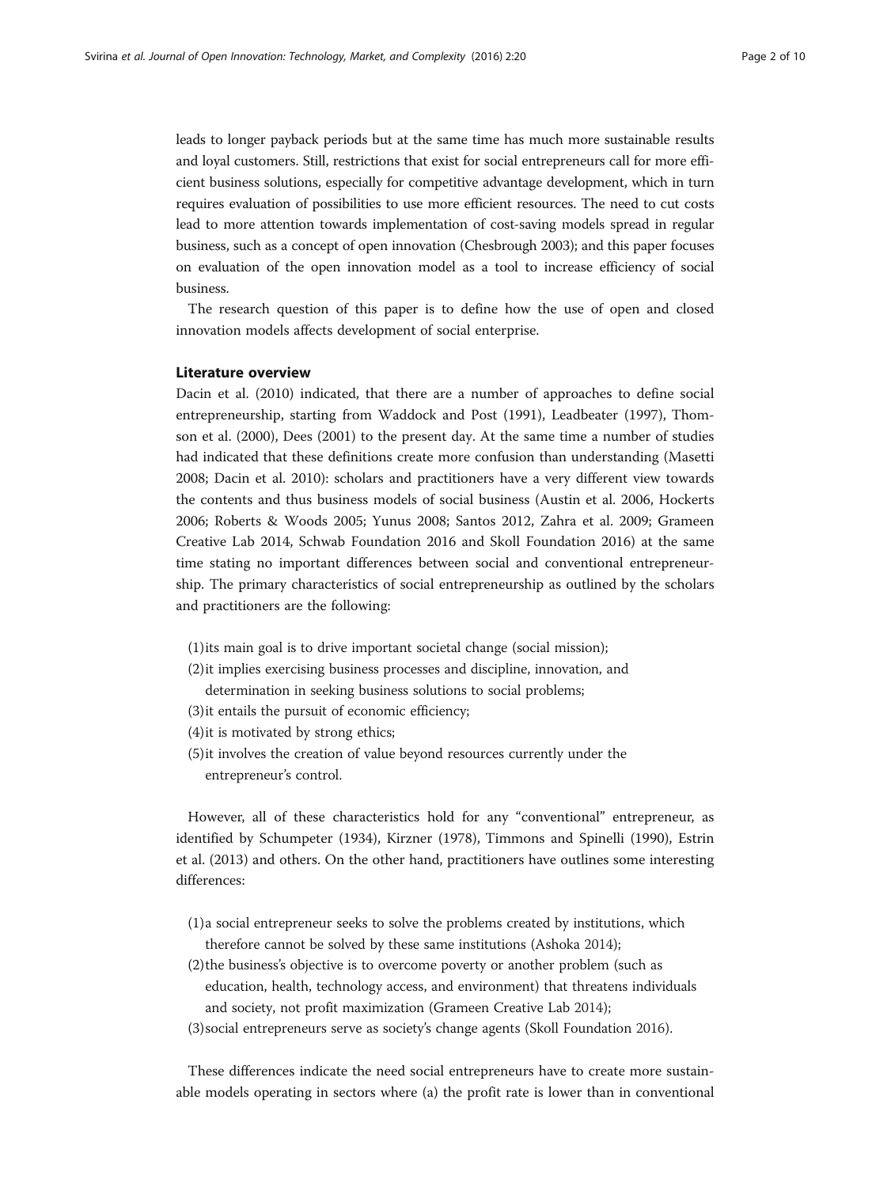leads to longer payback periods but at the same time has much more sustainable results and loyal customers. Still, restrictions that exist for social entrepreneurs call for more efficient business solutions, especially for competitive advantage development, which in turn requires evaluation of possibilities to use more efficient resources. The need to cut costs lead to more attention towards implementation of cost-saving models spread in regular business, such as a concept of open innovation (Chesbrough 2003); and this paper focuses on evaluation of the open innovation model as a tool to increase efficiency of social business.

The research question of this paper is to define how the use of open and closed innovation models affects development of social enterprise.

### Literature overview

Dacin et al. (2010) indicated, that there are a number of approaches to define social entrepreneurship, starting from Waddock and Post (1991), Leadbeater (1997), Thomson et al. (2000), Dees (2001) to the present day. At the same time a number of studies had indicated that these definitions create more confusion than understanding (Masetti 2008; Dacin et al. 2010): scholars and practitioners have a very different view towards the contents and thus business models of social business (Austin et al. 2006, Hockerts 2006; Roberts & Woods 2005; Yunus 2008; Santos 2012, Zahra et al. 2009; Grameen Creative Lab 2014, Schwab Foundation 2016 and Skoll Foundation 2016) at the same time stating no important differences between social and conventional entrepreneurship. The primary characteristics of social entrepreneurship as outlined by the scholars and practitioners are the following:

(1) its main goal is to drive important societal change (social mission);
(2) it implies exercising business processes and discipline, innovation, and determination in seeking business solutions to social problems;
(3) it entails the pursuit of economic efficiency;
(4) it is motivated by strong ethics;
(5) it involves the creation of value beyond resources currently under the entrepreneur's control.

However, all of these characteristics hold for any "conventional" entrepreneur, as identified by Schumpeter (1934), Kirzner (1978), Timmons and Spinelli (1990), Estrin et al. (2013) and others. On the other hand, practitioners have outlines some interesting differences:

(1) a social entrepreneur seeks to solve the problems created by institutions, which therefore cannot be solved by these same institutions (Ashoka 2014);
(2) the business's objective is to overcome poverty or another problem (such as education, health, technology access, and environment) that threatens individuals and society, not profit maximization (Grameen Creative Lab 2014);
(3) social entrepreneurs serve as society's change agents (Skoll Foundation 2016).

These differences indicate the need social entrepreneurs have to create more sustainable models operating in sectors where (a) the profit rate is lower than in conventional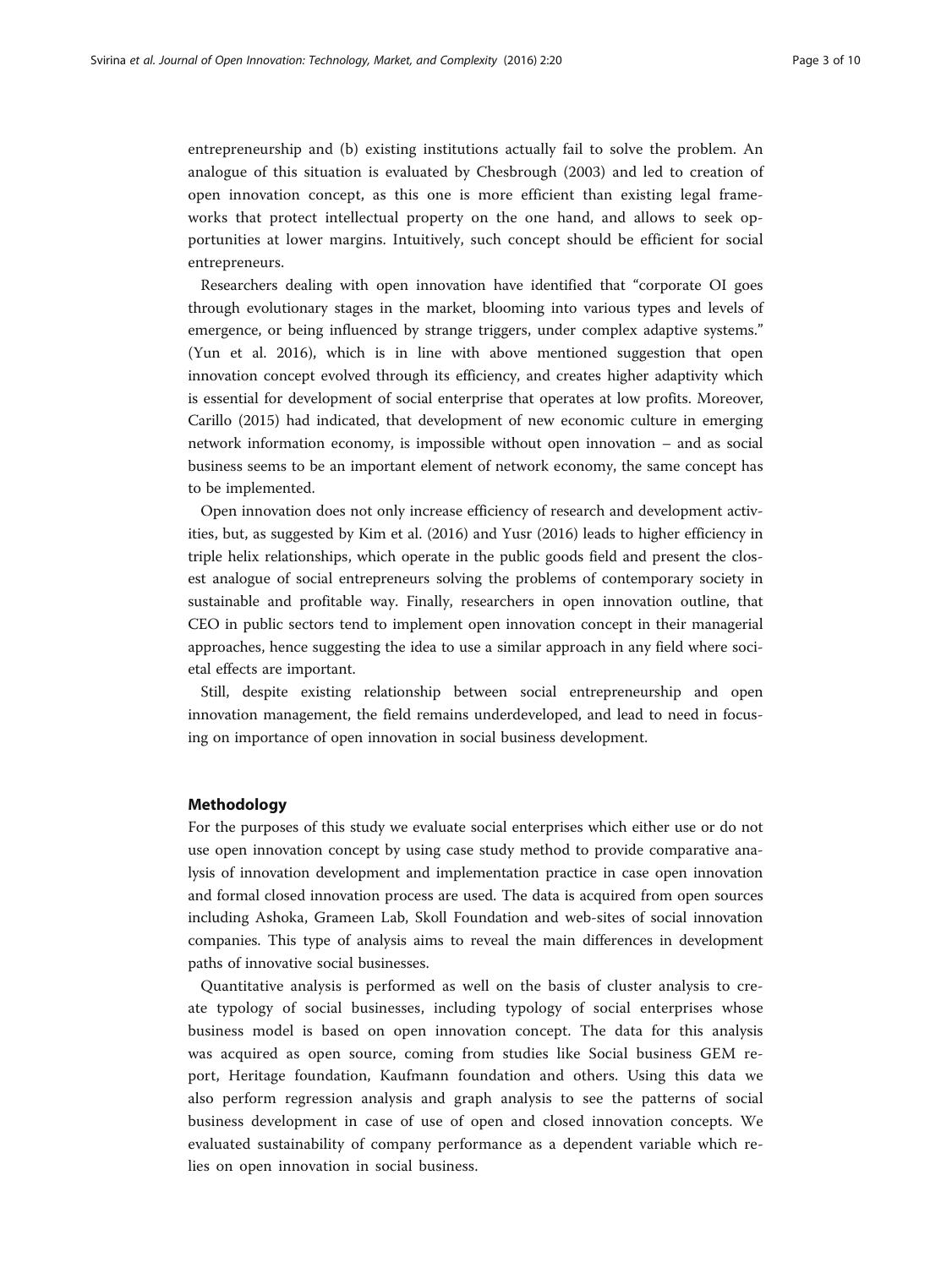entrepreneurship and (b) existing institutions actually fail to solve the problem. An analogue of this situation is evaluated by Chesbrough (2003) and led to creation of open innovation concept, as this one is more efficient than existing legal frameworks that protect intellectual property on the one hand, and allows to seek opportunities at lower margins. Intuitively, such concept should be efficient for social entrepreneurs.

Researchers dealing with open innovation have identified that "corporate OI goes through evolutionary stages in the market, blooming into various types and levels of emergence, or being influenced by strange triggers, under complex adaptive systems." (Yun et al. 2016), which is in line with above mentioned suggestion that open innovation concept evolved through its efficiency, and creates higher adaptivity which is essential for development of social enterprise that operates at low profits. Moreover, Carillo (2015) had indicated, that development of new economic culture in emerging network information economy, is impossible without open innovation – and as social business seems to be an important element of network economy, the same concept has to be implemented.

Open innovation does not only increase efficiency of research and development activities, but, as suggested by Kim et al. (2016) and Yusr (2016) leads to higher efficiency in triple helix relationships, which operate in the public goods field and present the closest analogue of social entrepreneurs solving the problems of contemporary society in sustainable and profitable way. Finally, researchers in open innovation outline, that CEO in public sectors tend to implement open innovation concept in their managerial approaches, hence suggesting the idea to use a similar approach in any field where societal effects are important.

Still, despite existing relationship between social entrepreneurship and open innovation management, the field remains underdeveloped, and lead to need in focusing on importance of open innovation in social business development.

## Methodology

For the purposes of this study we evaluate social enterprises which either use or do not use open innovation concept by using case study method to provide comparative analysis of innovation development and implementation practice in case open innovation and formal closed innovation process are used. The data is acquired from open sources including Ashoka, Grameen Lab, Skoll Foundation and web-sites of social innovation companies. This type of analysis aims to reveal the main differences in development paths of innovative social businesses.

Quantitative analysis is performed as well on the basis of cluster analysis to create typology of social businesses, including typology of social enterprises whose business model is based on open innovation concept. The data for this analysis was acquired as open source, coming from studies like Social business GEM report, Heritage foundation, Kaufmann foundation and others. Using this data we also perform regression analysis and graph analysis to see the patterns of social business development in case of use of open and closed innovation concepts. We evaluated sustainability of company performance as a dependent variable which relies on open innovation in social business.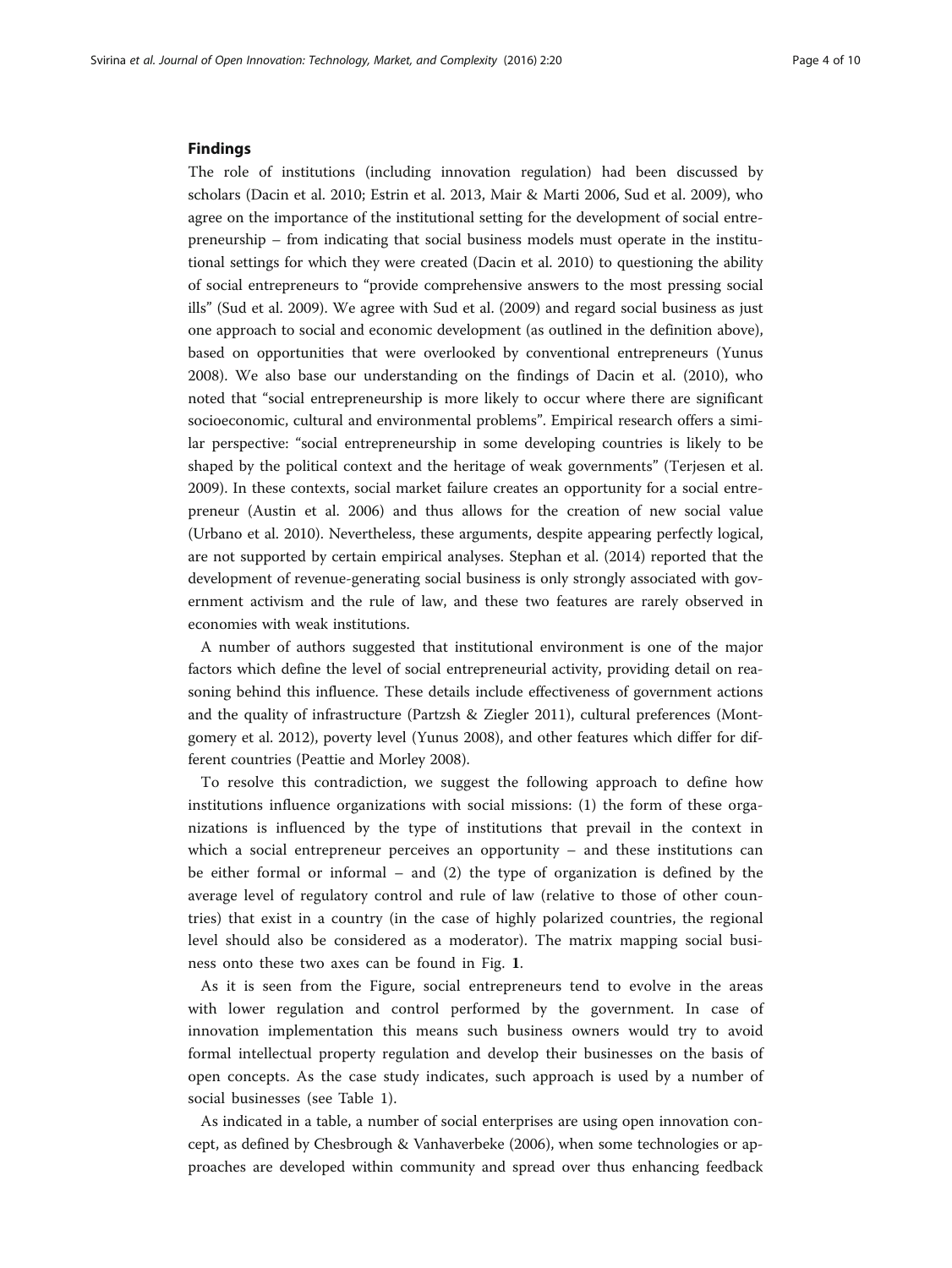## Findings

The role of institutions (including innovation regulation) had been discussed by scholars (Dacin et al. 2010; Estrin et al. 2013, Mair & Marti 2006, Sud et al. 2009), who agree on the importance of the institutional setting for the development of social entrepreneurship – from indicating that social business models must operate in the institutional settings for which they were created (Dacin et al. 2010) to questioning the ability of social entrepreneurs to "provide comprehensive answers to the most pressing social ills" (Sud et al. 2009). We agree with Sud et al. (2009) and regard social business as just one approach to social and economic development (as outlined in the definition above), based on opportunities that were overlooked by conventional entrepreneurs (Yunus 2008). We also base our understanding on the findings of Dacin et al. (2010), who noted that "social entrepreneurship is more likely to occur where there are significant socioeconomic, cultural and environmental problems". Empirical research offers a similar perspective: "social entrepreneurship in some developing countries is likely to be shaped by the political context and the heritage of weak governments" (Terjesen et al. 2009). In these contexts, social market failure creates an opportunity for a social entrepreneur (Austin et al. 2006) and thus allows for the creation of new social value (Urbano et al. 2010). Nevertheless, these arguments, despite appearing perfectly logical, are not supported by certain empirical analyses. Stephan et al. (2014) reported that the development of revenue-generating social business is only strongly associated with government activism and the rule of law, and these two features are rarely observed in economies with weak institutions.

A number of authors suggested that institutional environment is one of the major factors which define the level of social entrepreneurial activity, providing detail on reasoning behind this influence. These details include effectiveness of government actions and the quality of infrastructure (Partzsh & Ziegler 2011), cultural preferences (Montgomery et al. 2012), poverty level (Yunus 2008), and other features which differ for different countries (Peattie and Morley 2008).

To resolve this contradiction, we suggest the following approach to define how institutions influence organizations with social missions: (1) the form of these organizations is influenced by the type of institutions that prevail in the context in which a social entrepreneur perceives an opportunity – and these institutions can be either formal or informal – and (2) the type of organization is defined by the average level of regulatory control and rule of law (relative to those of other countries) that exist in a country (in the case of highly polarized countries, the regional level should also be considered as a moderator). The matrix mapping social business onto these two axes can be found in Fig. **1**.

As it is seen from the Figure, social entrepreneurs tend to evolve in the areas with lower regulation and control performed by the government. In case of innovation implementation this means such business owners would try to avoid formal intellectual property regulation and develop their businesses on the basis of open concepts. As the case study indicates, such approach is used by a number of social businesses (see Table 1).

As indicated in a table, a number of social enterprises are using open innovation concept, as defined by Chesbrough & Vanhaverbeke (2006), when some technologies or approaches are developed within community and spread over thus enhancing feedback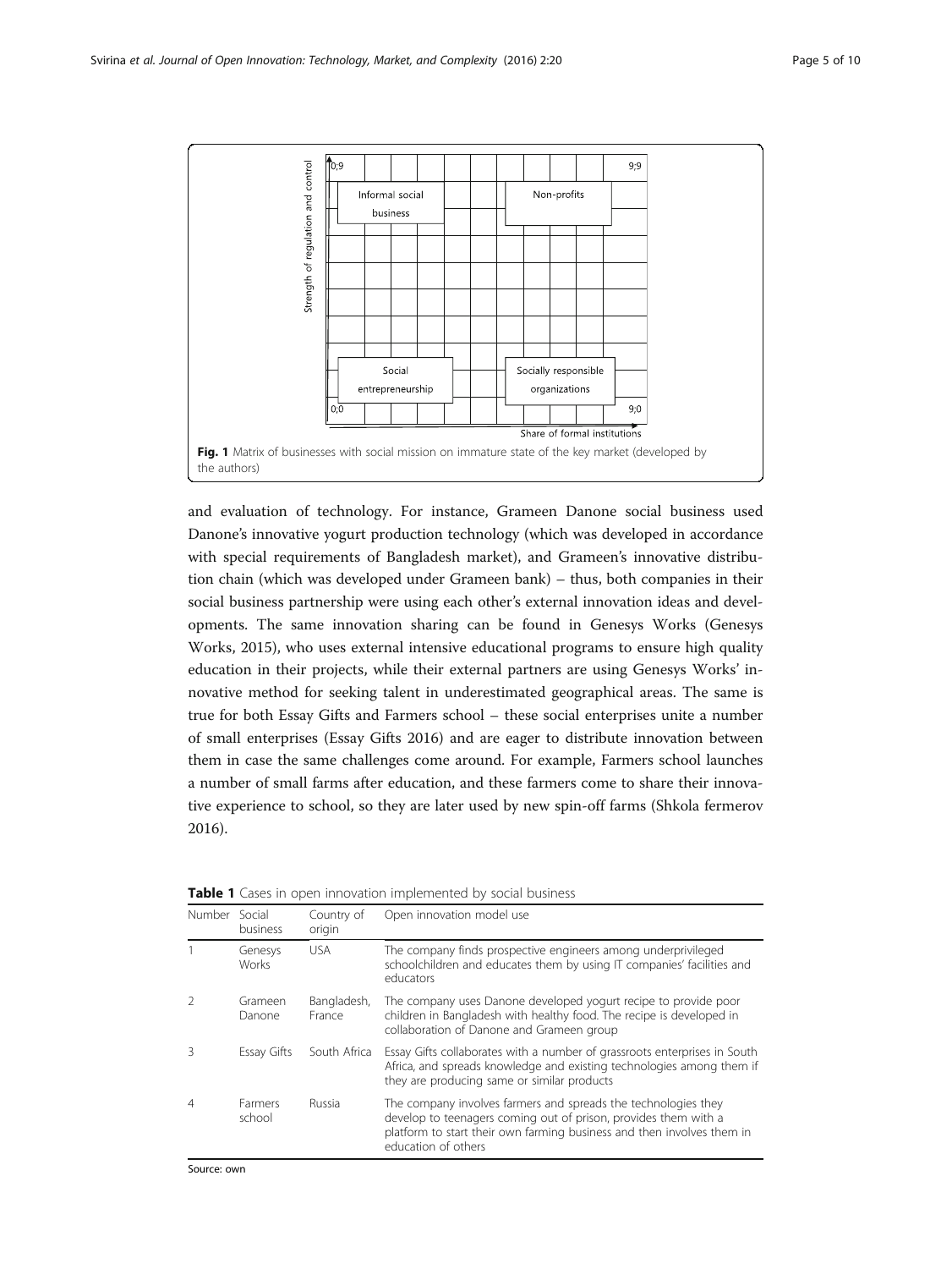Fig. 1 Matrix of businesses with social mission on immature state of the key market (developed by the authors)

and evaluation of technology. For instance, Grameen Danone social business used Danone's innovative yogurt production technology (which was developed in accordance with special requirements of Bangladesh market), and Grameen's innovative distribution chain (which was developed under Grameen bank) – thus, both companies in their social business partnership were using each other's external innovation ideas and developments. The same innovation sharing can be found in Genesys Works (Genesys Works, 2015), who uses external intensive educational programs to ensure high quality education in their projects, while their external partners are using Genesys Works' innovative method for seeking talent in underestimated geographical areas. The same is true for both Essay Gifts and Farmers school – these social enterprises unite a number of small enterprises (Essay Gifts 2016) and are eager to distribute innovation between them in case the same challenges come around. For example, Farmers school launches a number of small farms after education, and these farmers come to share their innovative experience to school, so they are later used by new spin-off farms (Shkola fermerov 2016).

**Table 1** Cases in open innovation implemented by social business

| Number | Social business | Country of origin | Open innovation model use |
|---|---|---|---|
| 1 | Genesys Works | USA | The company finds prospective engineers among underprivileged schoolchildren and educates them by using IT companies' facilities and educators |
| 2 | Grameen Danone | Bangladesh, France | The company uses Danone developed yogurt recipe to provide poor children in Bangladesh with healthy food. The recipe is developed in collaboration of Danone and Grameen group |
| 3 | Essay Gifts | South Africa | Essay Gifts collaborates with a number of grassroots enterprises in South Africa, and spreads knowledge and existing technologies among them if they are producing same or similar products |
| 4 | Farmers school | Russia | The company involves farmers and spreads the technologies they develop to teenagers coming out of prison, provides them with a platform to start their own farming business and then involves them in education of others |

Source: own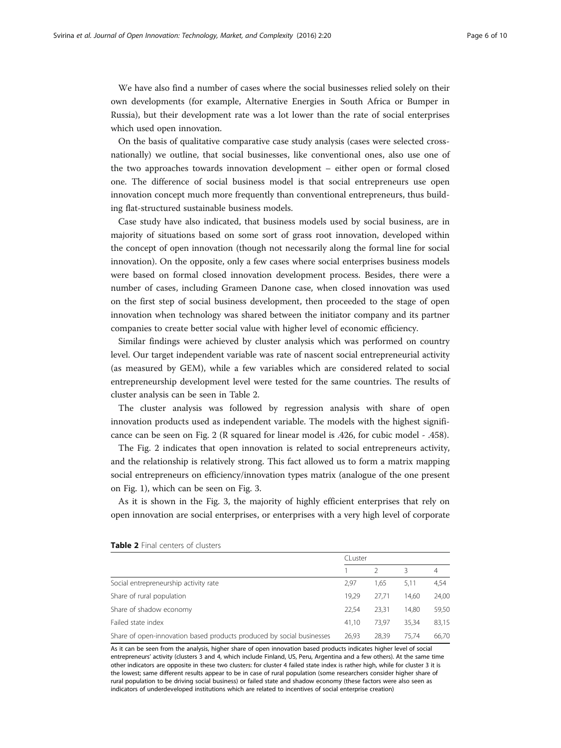We have also find a number of cases where the social businesses relied solely on their own developments (for example, Alternative Energies in South Africa or Bumper in Russia), but their development rate was a lot lower than the rate of social enterprises which used open innovation.

On the basis of qualitative comparative case study analysis (cases were selected cross-nationally) we outline, that social businesses, like conventional ones, also use one of the two approaches towards innovation development – either open or formal closed one. The difference of social business model is that social entrepreneurs use open innovation concept much more frequently than conventional entrepreneurs, thus building flat-structured sustainable business models.

Case study have also indicated, that business models used by social business, are in majority of situations based on some sort of grass root innovation, developed within the concept of open innovation (though not necessarily along the formal line for social innovation). On the opposite, only a few cases where social enterprises business models were based on formal closed innovation development process. Besides, there were a number of cases, including Grameen Danone case, when closed innovation was used on the first step of social business development, then proceeded to the stage of open innovation when technology was shared between the initiator company and its partner companies to create better social value with higher level of economic efficiency.

Similar findings were achieved by cluster analysis which was performed on country level. Our target independent variable was rate of nascent social entrepreneurial activity (as measured by GEM), while a few variables which are considered related to social entrepreneurship development level were tested for the same countries. The results of cluster analysis can be seen in Table 2.

The cluster analysis was followed by regression analysis with share of open innovation products used as independent variable. The models with the highest significance can be seen on Fig. 2 (R squared for linear model is .426, for cubic model - .458).

The Fig. 2 indicates that open innovation is related to social entrepreneurs activity, and the relationship is relatively strong. This fact allowed us to form a matrix mapping social entrepreneurs on efficiency/innovation types matrix (analogue of the one present on Fig. 1), which can be seen on Fig. 3.

As it is shown in the Fig. 3, the majority of highly efficient enterprises that rely on open innovation are social enterprises, or enterprises with a very high level of corporate

**Table 2** Final centers of clusters

| | CLuster | | | |
|---|---|---|---|---|
| | 1 | 2 | 3 | 4 |
| Social entrepreneurship activity rate | 2,97 | 1,65 | 5,11 | 4,54 |
| Share of rural population | 19,29 | 27,71 | 14,60 | 24,00 |
| Share of shadow economy | 22,54 | 23,31 | 14,80 | 59,50 |
| Failed state index | 41,10 | 73,97 | 35,34 | 83,15 |
| Share of open-innovation based products produced by social businesses | 26,93 | 28,39 | 75,74 | 66,70 |

As it can be seen from the analysis, higher share of open innovation based products indicates higher level of social entrepreneurs' activity (clusters 3 and 4, which include Finland, US, Peru, Argentina and a few others). At the same time other indicators are opposite in these two clusters: for cluster 4 failed state index is rather high, while for cluster 3 it is the lowest; same different results appear to be in case of rural population (some researchers consider higher share of rural population to be driving social business) or failed state and shadow economy (these factors were also seen as indicators of underdeveloped institutions which are related to incentives of social enterprise creation)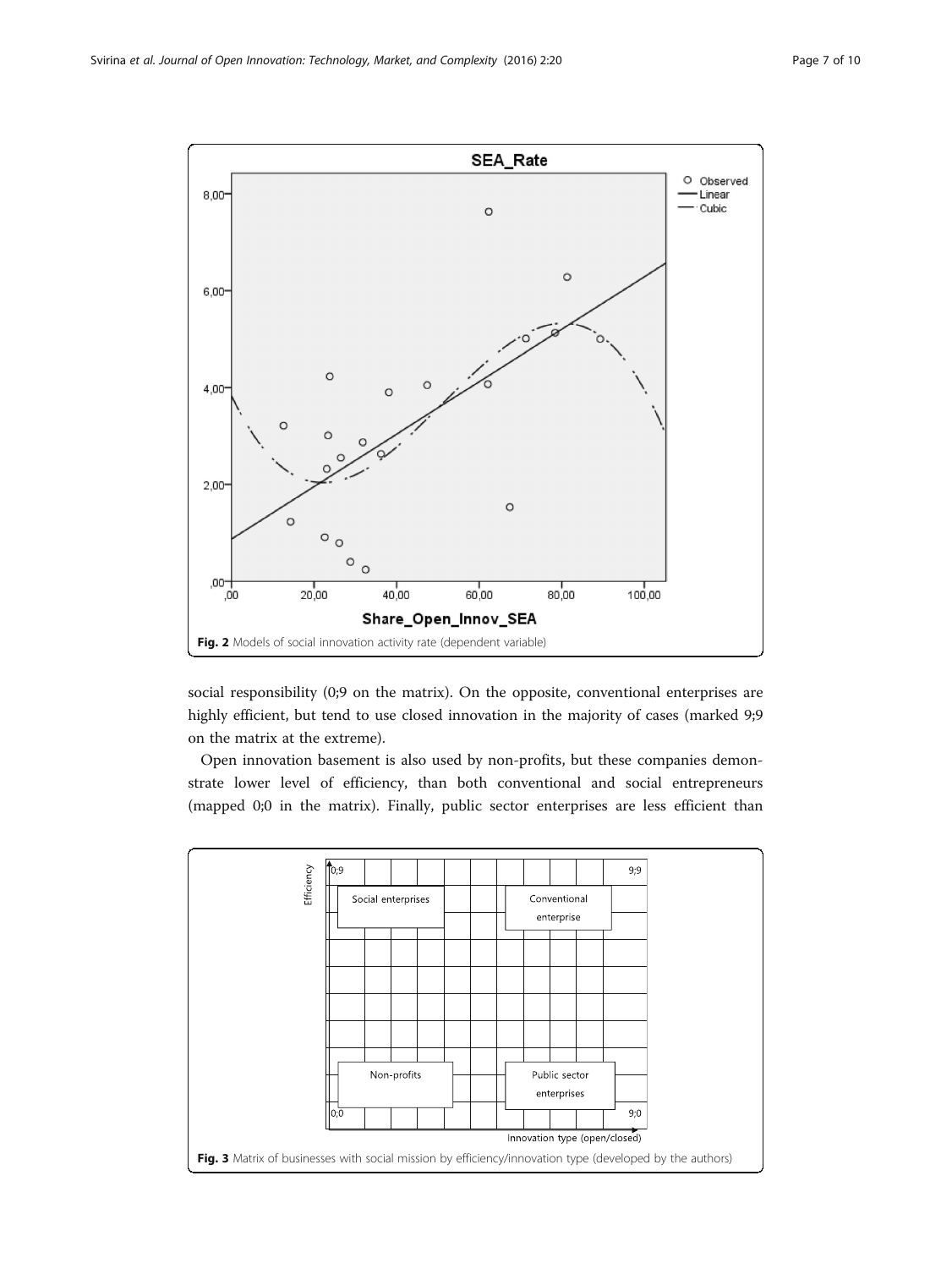Fig. 2 Models of social innovation activity rate (dependent variable)

social responsibility (0;9 on the matrix). On the opposite, conventional enterprises are highly efficient, but tend to use closed innovation in the majority of cases (marked 9;9 on the matrix at the extreme).

Open innovation basement is also used by non-profits, but these companies demonstrate lower level of efficiency, than both conventional and social entrepreneurs (mapped 0;0 in the matrix). Finally, public sector enterprises are less efficient than

Fig. 3 Matrix of businesses with social mission by efficiency/innovation type (developed by the authors)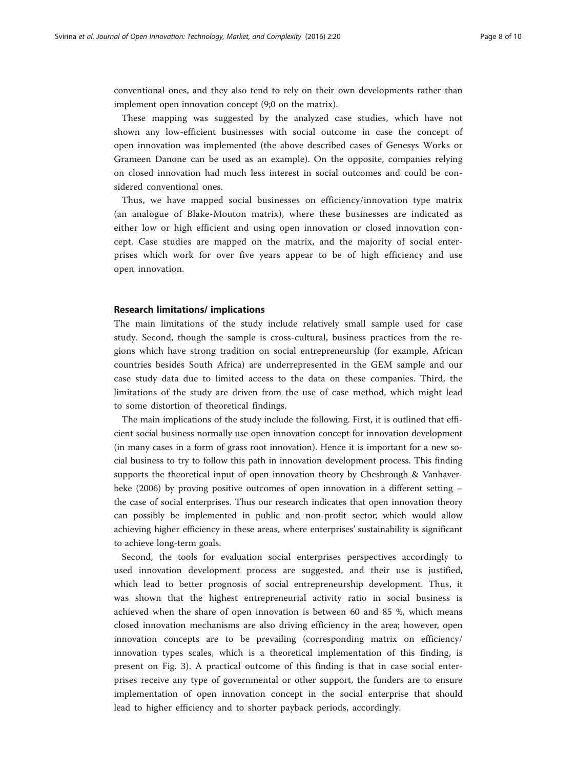conventional ones, and they also tend to rely on their own developments rather than implement open innovation concept (9;0 on the matrix).

These mapping was suggested by the analyzed case studies, which have not shown any low-efficient businesses with social outcome in case the concept of open innovation was implemented (the above described cases of Genesys Works or Grameen Danone can be used as an example). On the opposite, companies relying on closed innovation had much less interest in social outcomes and could be considered conventional ones.

Thus, we have mapped social businesses on efficiency/innovation type matrix (an analogue of Blake-Mouton matrix), where these businesses are indicated as either low or high efficient and using open innovation or closed innovation concept. Case studies are mapped on the matrix, and the majority of social enterprises which work for over five years appear to be of high efficiency and use open innovation.

## Research limitations/ implications

The main limitations of the study include relatively small sample used for case study. Second, though the sample is cross-cultural, business practices from the regions which have strong tradition on social entrepreneurship (for example, African countries besides South Africa) are underrepresented in the GEM sample and our case study data due to limited access to the data on these companies. Third, the limitations of the study are driven from the use of case method, which might lead to some distortion of theoretical findings.

The main implications of the study include the following. First, it is outlined that efficient social business normally use open innovation concept for innovation development (in many cases in a form of grass root innovation). Hence it is important for a new social business to try to follow this path in innovation development process. This finding supports the theoretical input of open innovation theory by Chesbrough & Vanhaverbeke (2006) by proving positive outcomes of open innovation in a different setting – the case of social enterprises. Thus our research indicates that open innovation theory can possibly be implemented in public and non-profit sector, which would allow achieving higher efficiency in these areas, where enterprises' sustainability is significant to achieve long-term goals.

Second, the tools for evaluation social enterprises perspectives accordingly to used innovation development process are suggested, and their use is justified, which lead to better prognosis of social entrepreneurship development. Thus, it was shown that the highest entrepreneurial activity ratio in social business is achieved when the share of open innovation is between 60 and 85 %, which means closed innovation mechanisms are also driving efficiency in the area; however, open innovation concepts are to be prevailing (corresponding matrix on efficiency/ innovation types scales, which is a theoretical implementation of this finding, is present on Fig. 3). A practical outcome of this finding is that in case social enterprises receive any type of governmental or other support, the funders are to ensure implementation of open innovation concept in the social enterprise that should lead to higher efficiency and to shorter payback periods, accordingly.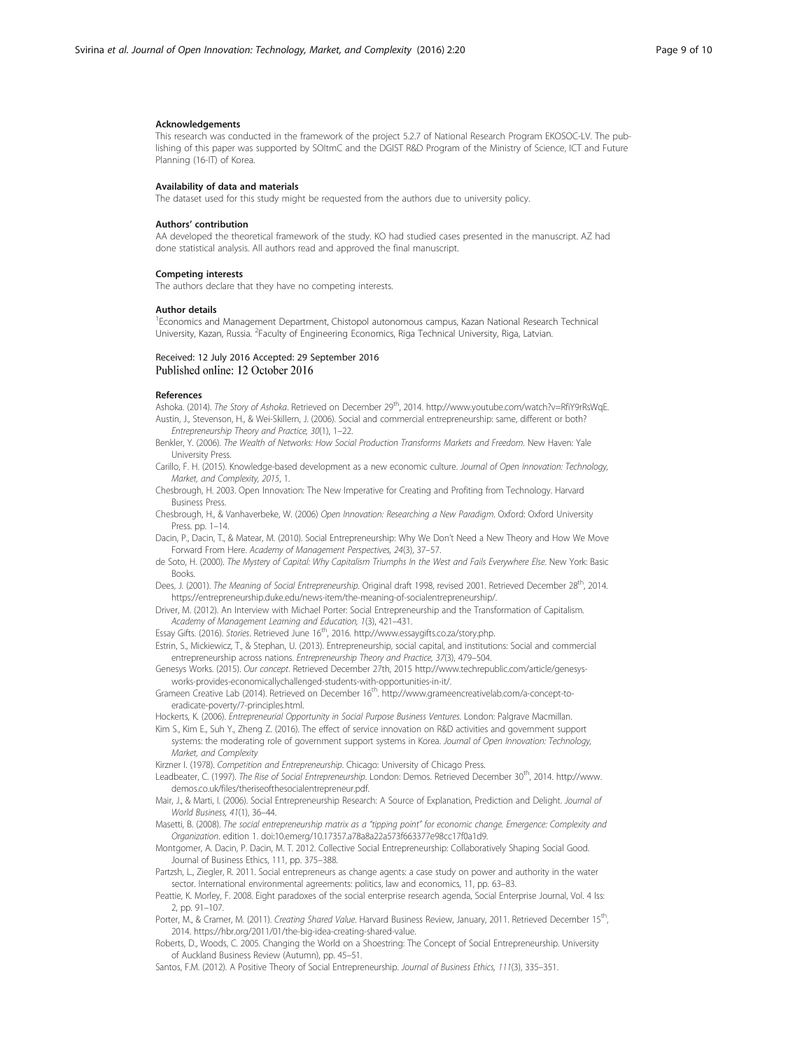### Acknowledgements

This research was conducted in the framework of the project 5.2.7 of National Research Program EKOSOC-LV. The publishing of this paper was supported by SOItmC and the DGIST R&D Program of the Ministry of Science, ICT and Future Planning (16-IT) of Korea.

### Availability of data and materials

The dataset used for this study might be requested from the authors due to university policy.

### Authors' contribution

AA developed the theoretical framework of the study. KO had studied cases presented in the manuscript. AZ had done statistical analysis. All authors read and approved the final manuscript.

### Competing interests

The authors declare that they have no competing interests.

### Author details

[1]Economics and Management Department, Chistopol autonomous campus, Kazan National Research Technical University, Kazan, Russia. [2]Faculty of Engineering Economics, Riga Technical University, Riga, Latvian.

Received: 12 July 2016 Accepted: 29 September 2016
Published online: 12 October 2016

### References

Ashoka. (2014). *The Story of Ashoka*. Retrieved on December 29th, 2014. http://www.youtube.com/watch?v=RfiY9rRsWqE.

Austin, J., Stevenson, H., & Wei-Skillern, J. (2006). Social and commercial entrepreneurship: same, different or both? *Entrepreneurship Theory and Practice, 30*(1), 1–22.

Benkler, Y. (2006). *The Wealth of Networks: How Social Production Transforms Markets and Freedom*. New Haven: Yale University Press.

Carillo, F. H. (2015). Knowledge-based development as a new economic culture. *Journal of Open Innovation: Technology, Market, and Complexity, 2015*, 1.

Chesbrough, H. 2003. Open Innovation: The New Imperative for Creating and Profiting from Technology. Harvard Business Press.

Chesbrough, H., & Vanhaverbeke, W. (2006) *Open Innovation: Researching a New Paradigm*. Oxford: Oxford University Press. pp. 1–14.

Dacin, P., Dacin, T., & Matear, M. (2010). Social Entrepreneurship: Why We Don't Need a New Theory and How We Move Forward From Here. *Academy of Management Perspectives, 24*(3), 37–57.

de Soto, H. (2000). *The Mystery of Capital: Why Capitalism Triumphs In the West and Fails Everywhere Else*. New York: Basic Books.

Dees, J. (2001). *The Meaning of Social Entrepreneurship*. Original draft 1998, revised 2001. Retrieved December 28th, 2014. https://entrepreneurship.duke.edu/news-item/the-meaning-of-socialentrepreneurship/.

Driver, M. (2012). An Interview with Michael Porter: Social Entrepreneurship and the Transformation of Capitalism. *Academy of Management Learning and Education, 1*(3), 421–431.

Essay Gifts. (2016). *Stories*. Retrieved June 16th, 2016. http://www.essaygifts.co.za/story.php.

Estrin, S., Mickiewicz, T., & Stephan, U. (2013). Entrepreneurship, social capital, and institutions: Social and commercial entrepreneurship across nations. *Entrepreneurship Theory and Practice, 37*(3), 479–504.

Genesys Works. (2015). *Our concept*. Retrieved December 27th, 2015 http://www.techrepublic.com/article/genesys-works-provides-economicallychallenged-students-with-opportunities-in-it/.

Grameen Creative Lab (2014). Retrieved on December 16th. http://www.grameencreativelab.com/a-concept-to-eradicate-poverty/7-principles.html.

Hockerts, K. (2006). *Entrepreneurial Opportunity in Social Purpose Business Ventures*. London: Palgrave Macmillan.

Kim S., Kim E., Suh Y., Zheng Z. (2016). The effect of service innovation on R&D activities and government support systems: the moderating role of government support systems in Korea. *Journal of Open Innovation: Technology, Market, and Complexity*

Kirzner I. (1978). *Competition and Entrepreneurship*. Chicago: University of Chicago Press.

Leadbeater, C. (1997). *The Rise of Social Entrepreneurship*. London: Demos. Retrieved December 30th, 2014. http://www.demos.co.uk/files/theriseofthesocialentrepreneur.pdf.

Mair, J., & Marti, I. (2006). Social Entrepreneurship Research: A Source of Explanation, Prediction and Delight. *Journal of World Business, 41*(1), 36–44.

Masetti, B. (2008). *The social entrepreneurship matrix as a "tipping point" for economic change. Emergence: Complexity and Organization*. edition 1. doi:10.emerg/10.17357.a78a8a22a573f663377e98cc17f0a1d9.

Montgomer, A. Dacin, P. Dacin, M. T. 2012. Collective Social Entrepreneurship: Collaboratively Shaping Social Good. Journal of Business Ethics, 111, pp. 375–388.

Partzsh, L., Ziegler, R. 2011. Social entrepreneurs as change agents: a case study on power and authority in the water sector. International environmental agreements: politics, law and economics, 11, pp. 63–83.

Peattie, K. Morley, F. 2008. Eight paradoxes of the social enterprise research agenda, Social Enterprise Journal, Vol. 4 Iss: 2, pp. 91–107.

Porter, M., & Cramer, M. (2011). *Creating Shared Value*. Harvard Business Review, January, 2011. Retrieved December 15th, 2014. https://hbr.org/2011/01/the-big-idea-creating-shared-value.

Roberts, D., Woods, C. 2005. Changing the World on a Shoestring: The Concept of Social Entrepreneurship. University of Auckland Business Review (Autumn), pp. 45–51.

Santos, F.M. (2012). A Positive Theory of Social Entrepreneurship. *Journal of Business Ethics, 111*(3), 335–351.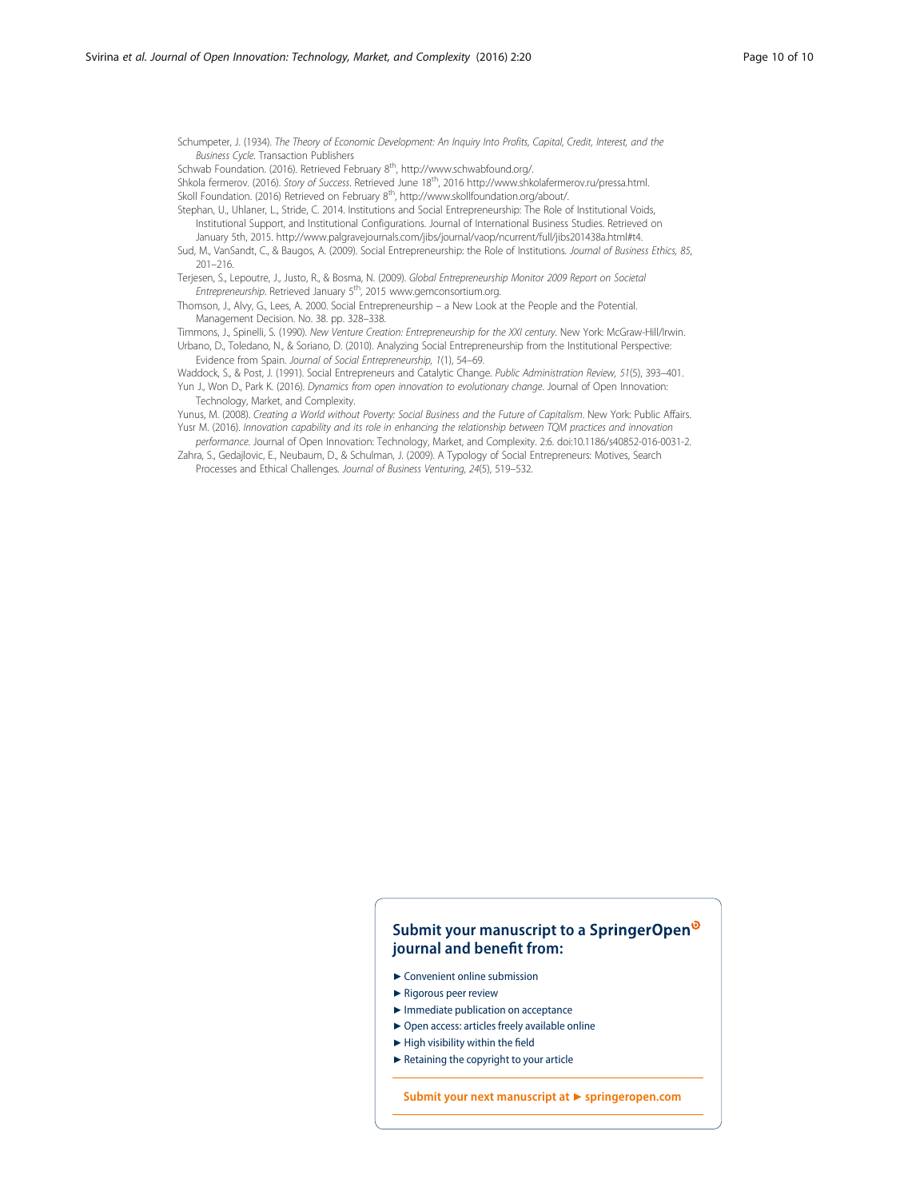Schumpeter, J. (1934). *The Theory of Economic Development: An Inquiry Into Profits, Capital, Credit, Interest, and the Business Cycle*. Transaction Publishers

Schwab Foundation. (2016). Retrieved February 8th, http://www.schwabfound.org/.

Shkola fermerov. (2016). *Story of Success*. Retrieved June 18th, 2016 http://www.shkolafermerov.ru/pressa.html.

Skoll Foundation. (2016) Retrieved on February 8th, http://www.skollfoundation.org/about/.

Stephan, U., Uhlaner, L., Stride, C. 2014. Institutions and Social Entrepreneurship: The Role of Institutional Voids, Institutional Support, and Institutional Configurations. Journal of International Business Studies. Retrieved on January 5th, 2015. http://www.palgravejournals.com/jibs/journal/vaop/ncurrent/full/jibs201438a.html#t4.

Sud, M., VanSandt, C., & Baugos, A. (2009). Social Entrepreneurship: the Role of Institutions. *Journal of Business Ethics, 85*, 201–216.

Terjesen, S., Lepoutre, J., Justo, R., & Bosma, N. (2009). *Global Entrepreneurship Monitor 2009 Report on Societal Entrepreneurship*. Retrieved January 5th, 2015 www.gemconsortium.org.

Thomson, J., Alvy, G., Lees, A. 2000. Social Entrepreneurship – a New Look at the People and the Potential. Management Decision. No. 38. pp. 328–338.

Timmons, J., Spinelli, S. (1990). *New Venture Creation: Entrepreneurship for the XXI century*. New York: McGraw-Hill/Irwin.

Urbano, D., Toledano, N., & Soriano, D. (2010). Analyzing Social Entrepreneurship from the Institutional Perspective: Evidence from Spain. *Journal of Social Entrepreneurship, 1*(1), 54–69.

Waddock, S., & Post, J. (1991). Social Entrepreneurs and Catalytic Change. *Public Administration Review, 51*(5), 393–401.

Yun J., Won D., Park K. (2016). *Dynamics from open innovation to evolutionary change*. Journal of Open Innovation: Technology, Market, and Complexity.

Yunus, M. (2008). *Creating a World without Poverty: Social Business and the Future of Capitalism*. New York: Public Affairs.

Yusr M. (2016). *Innovation capability and its role in enhancing the relationship between TQM practices and innovation performance*. Journal of Open Innovation: Technology, Market, and Complexity. 2:6. doi:10.1186/s40852-016-0031-2.

Zahra, S., Gedajlovic, E., Neubaum, D., & Schulman, J. (2009). A Typology of Social Entrepreneurs: Motives, Search Processes and Ethical Challenges. *Journal of Business Venturing, 24*(5), 519–532.

**Submit your manuscript to a SpringerOpen journal and benefit from:**

- ► Convenient online submission
- ► Rigorous peer review
- ► Immediate publication on acceptance
- ► Open access: articles freely available online
- ► High visibility within the field
- ► Retaining the copyright to your article

**Submit your next manuscript at ► springeropen.com**